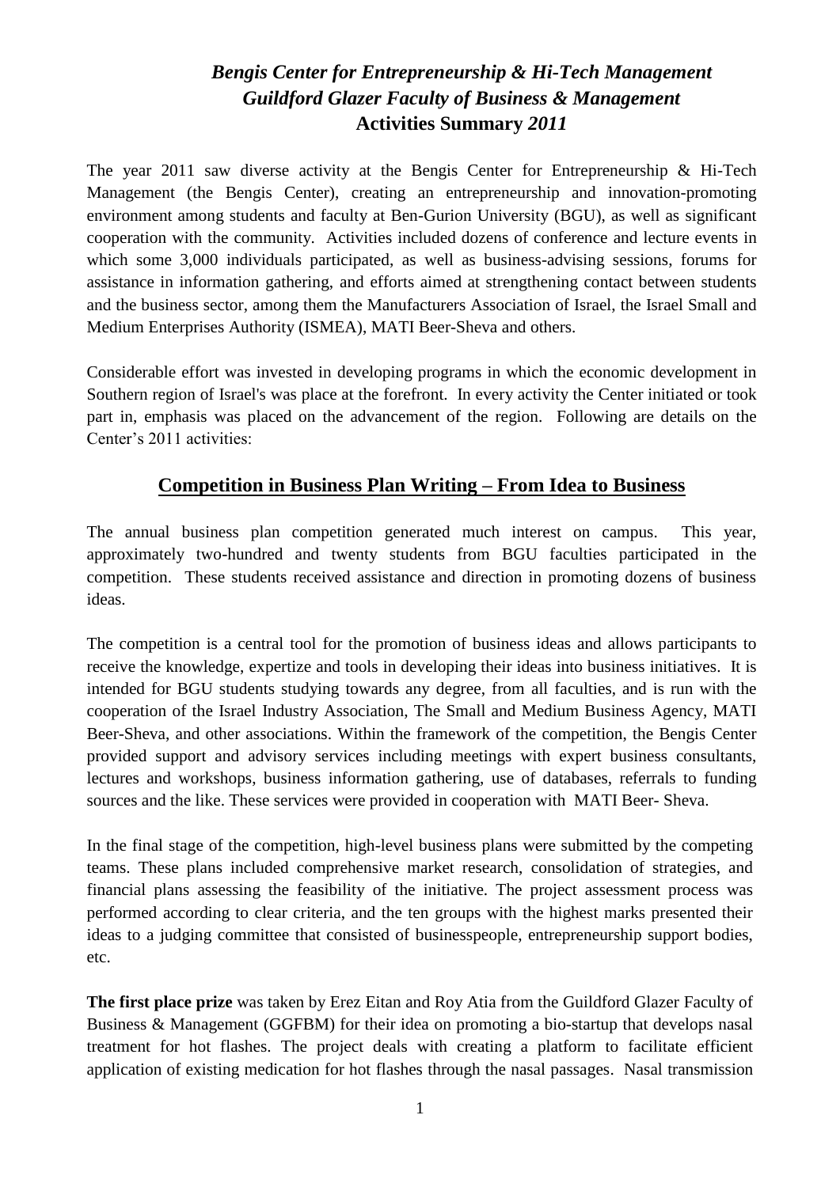# *Bengis Center for Entrepreneurship & Hi-Tech Management*
# *Guildford Glazer Faculty of Business & Management*
# **Activities Summary *2011***

The year 2011 saw diverse activity at the Bengis Center for Entrepreneurship & Hi-Tech Management (the Bengis Center), creating an entrepreneurship and innovation-promoting environment among students and faculty at Ben-Gurion University (BGU), as well as significant cooperation with the community. Activities included dozens of conference and lecture events in which some 3,000 individuals participated, as well as business-advising sessions, forums for assistance in information gathering, and efforts aimed at strengthening contact between students and the business sector, among them the Manufacturers Association of Israel, the Israel Small and Medium Enterprises Authority (ISMEA), MATI Beer-Sheva and others.

Considerable effort was invested in developing programs in which the economic development in Southern region of Israel's was place at the forefront. In every activity the Center initiated or took part in, emphasis was placed on the advancement of the region. Following are details on the Center's 2011 activities:

## Competition in Business Plan Writing – From Idea to Business

The annual business plan competition generated much interest on campus. This year, approximately two-hundred and twenty students from BGU faculties participated in the competition. These students received assistance and direction in promoting dozens of business ideas.

The competition is a central tool for the promotion of business ideas and allows participants to receive the knowledge, expertize and tools in developing their ideas into business initiatives. It is intended for BGU students studying towards any degree, from all faculties, and is run with the cooperation of the Israel Industry Association, The Small and Medium Business Agency, MATI Beer-Sheva, and other associations. Within the framework of the competition, the Bengis Center provided support and advisory services including meetings with expert business consultants, lectures and workshops, business information gathering, use of databases, referrals to funding sources and the like. These services were provided in cooperation with MATI Beer- Sheva.

In the final stage of the competition, high-level business plans were submitted by the competing teams. These plans included comprehensive market research, consolidation of strategies, and financial plans assessing the feasibility of the initiative. The project assessment process was performed according to clear criteria, and the ten groups with the highest marks presented their ideas to a judging committee that consisted of businesspeople, entrepreneurship support bodies, etc.

**The first place prize** was taken by Erez Eitan and Roy Atia from the Guildford Glazer Faculty of Business & Management (GGFBM) for their idea on promoting a bio-startup that develops nasal treatment for hot flashes. The project deals with creating a platform to facilitate efficient application of existing medication for hot flashes through the nasal passages. Nasal transmission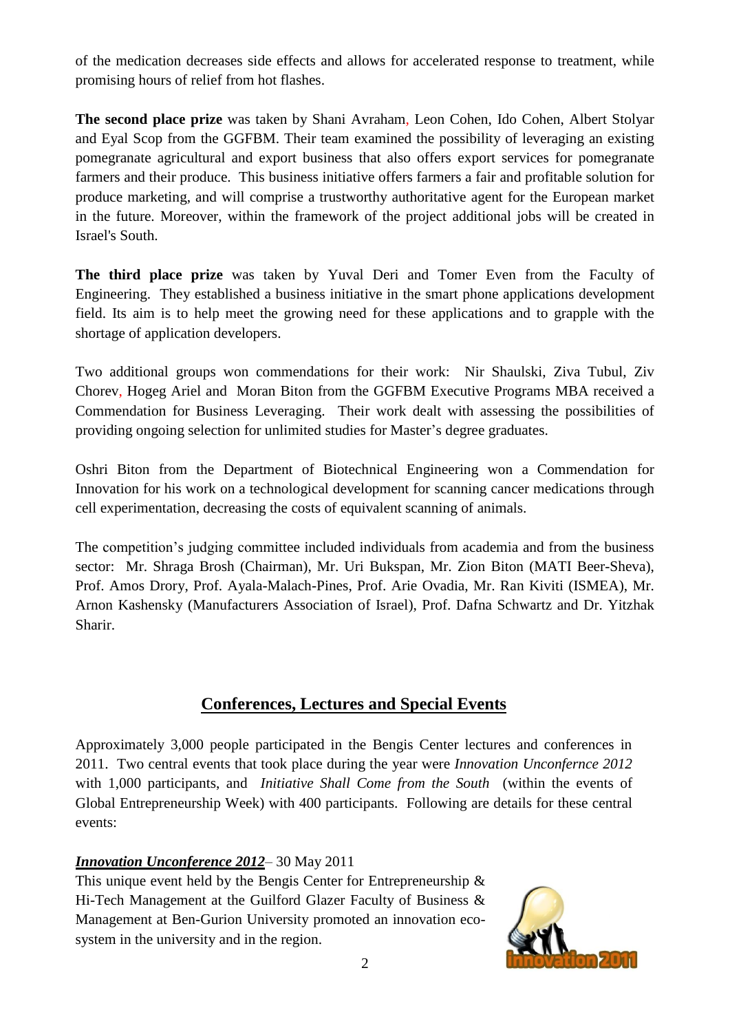of the medication decreases side effects and allows for accelerated response to treatment, while promising hours of relief from hot flashes.

**The second place prize** was taken by Shani Avraham, Leon Cohen, Ido Cohen, Albert Stolyar and Eyal Scop from the GGFBM. Their team examined the possibility of leveraging an existing pomegranate agricultural and export business that also offers export services for pomegranate farmers and their produce. This business initiative offers farmers a fair and profitable solution for produce marketing, and will comprise a trustworthy authoritative agent for the European market in the future. Moreover, within the framework of the project additional jobs will be created in Israel's South.

**The third place prize** was taken by Yuval Deri and Tomer Even from the Faculty of Engineering. They established a business initiative in the smart phone applications development field. Its aim is to help meet the growing need for these applications and to grapple with the shortage of application developers.

Two additional groups won commendations for their work: Nir Shaulski, Ziva Tubul, Ziv Chorev, Hogeg Ariel and Moran Biton from the GGFBM Executive Programs MBA received a Commendation for Business Leveraging. Their work dealt with assessing the possibilities of providing ongoing selection for unlimited studies for Master's degree graduates.

Oshri Biton from the Department of Biotechnical Engineering won a Commendation for Innovation for his work on a technological development for scanning cancer medications through cell experimentation, decreasing the costs of equivalent scanning of animals.

The competition's judging committee included individuals from academia and from the business sector: Mr. Shraga Brosh (Chairman), Mr. Uri Bukspan, Mr. Zion Biton (MATI Beer-Sheva), Prof. Amos Drory, Prof. Ayala-Malach-Pines, Prof. Arie Ovadia, Mr. Ran Kiviti (ISMEA), Mr. Arnon Kashensky (Manufacturers Association of Israel), Prof. Dafna Schwartz and Dr. Yitzhak Sharir.

## Conferences, Lectures and Special Events

Approximately 3,000 people participated in the Bengis Center lectures and conferences in 2011. Two central events that took place during the year were *Innovation Unconfernce 2012* with 1,000 participants, and *Initiative Shall Come from the South* (within the events of Global Entrepreneurship Week) with 400 participants. Following are details for these central events:

***Innovation Unconference 2012*** – 30 May 2011

This unique event held by the Bengis Center for Entrepreneurship & Hi-Tech Management at the Guilford Glazer Faculty of Business & Management at Ben-Gurion University promoted an innovation eco-system in the university and in the region.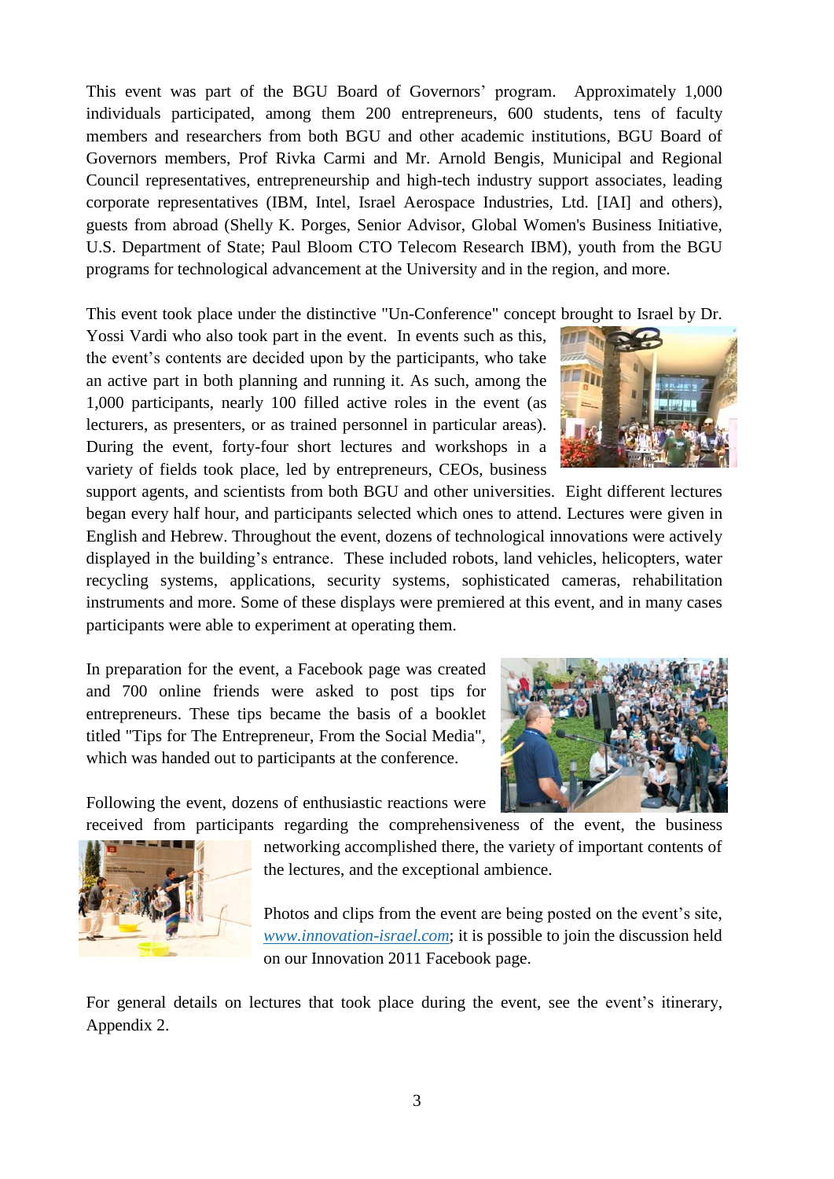This event was part of the BGU Board of Governors' program. Approximately 1,000 individuals participated, among them 200 entrepreneurs, 600 students, tens of faculty members and researchers from both BGU and other academic institutions, BGU Board of Governors members, Prof Rivka Carmi and Mr. Arnold Bengis, Municipal and Regional Council representatives, entrepreneurship and high-tech industry support associates, leading corporate representatives (IBM, Intel, Israel Aerospace Industries, Ltd. [IAI] and others), guests from abroad (Shelly K. Porges, Senior Advisor, Global Women's Business Initiative, U.S. Department of State; Paul Bloom CTO Telecom Research IBM), youth from the BGU programs for technological advancement at the University and in the region, and more.

This event took place under the distinctive "Un-Conference" concept brought to Israel by Dr. Yossi Vardi who also took part in the event. In events such as this, the event's contents are decided upon by the participants, who take an active part in both planning and running it. As such, among the 1,000 participants, nearly 100 filled active roles in the event (as lecturers, as presenters, or as trained personnel in particular areas). During the event, forty-four short lectures and workshops in a variety of fields took place, led by entrepreneurs, CEOs, business support agents, and scientists from both BGU and other universities. Eight different lectures began every half hour, and participants selected which ones to attend. Lectures were given in English and Hebrew. Throughout the event, dozens of technological innovations were actively displayed in the building's entrance. These included robots, land vehicles, helicopters, water recycling systems, applications, security systems, sophisticated cameras, rehabilitation instruments and more. Some of these displays were premiered at this event, and in many cases participants were able to experiment at operating them.

In preparation for the event, a Facebook page was created and 700 online friends were asked to post tips for entrepreneurs. These tips became the basis of a booklet titled "Tips for The Entrepreneur, From the Social Media", which was handed out to participants at the conference.

Following the event, dozens of enthusiastic reactions were received from participants regarding the comprehensiveness of the event, the business networking accomplished there, the variety of important contents of the lectures, and the exceptional ambience.

Photos and clips from the event are being posted on the event's site, *www.innovation-israel.com*; it is possible to join the discussion held on our Innovation 2011 Facebook page.

For general details on lectures that took place during the event, see the event's itinerary, Appendix 2.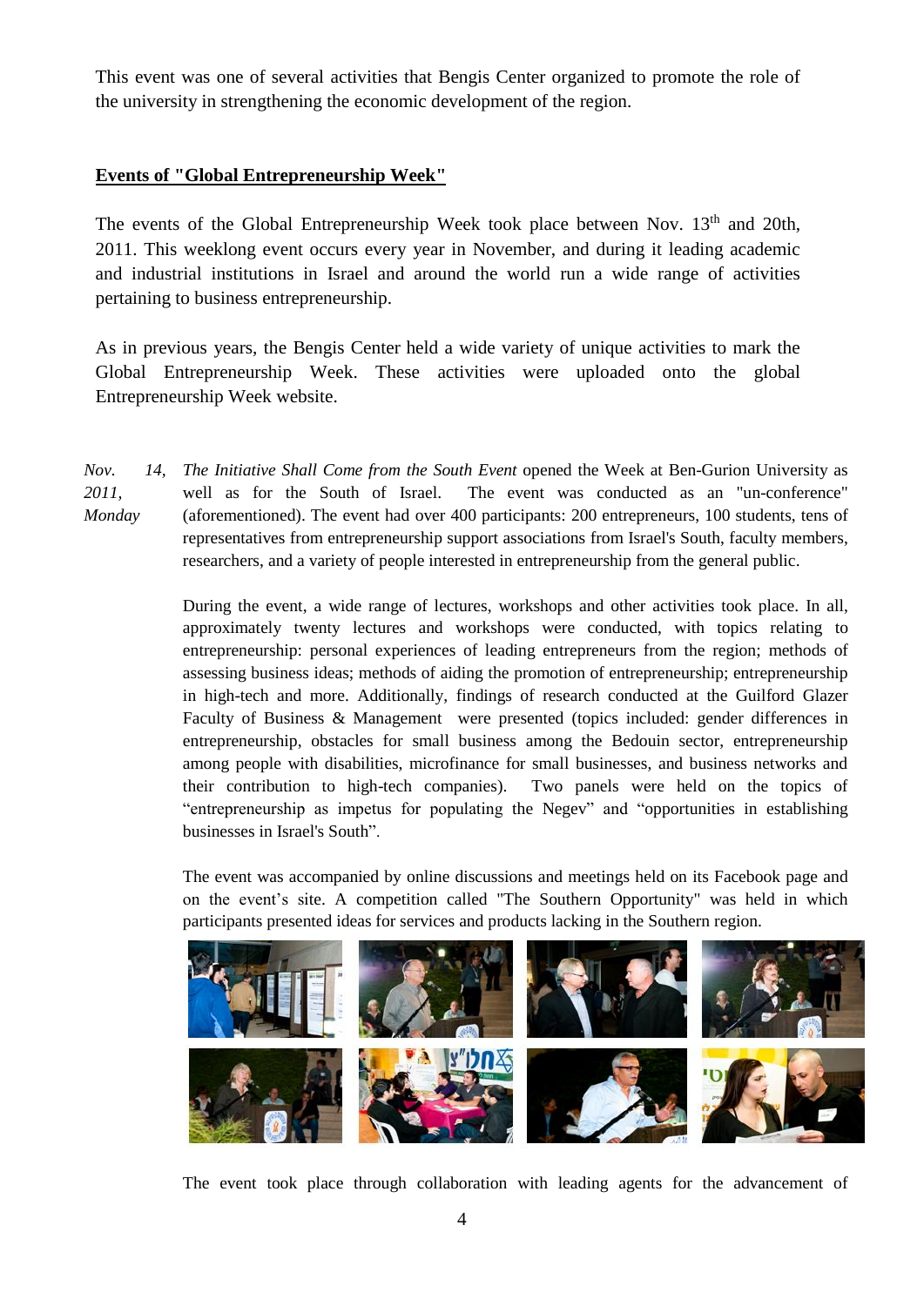This event was one of several activities that Bengis Center organized to promote the role of the university in strengthening the economic development of the region.

## Events of "Global Entrepreneurship Week"

The events of the Global Entrepreneurship Week took place between Nov. 13th and 20th, 2011. This weeklong event occurs every year in November, and during it leading academic and industrial institutions in Israel and around the world run a wide range of activities pertaining to business entrepreneurship.

As in previous years, the Bengis Center held a wide variety of unique activities to mark the Global Entrepreneurship Week. These activities were uploaded onto the global Entrepreneurship Week website.

*Nov. 14, 2011, Monday*

*The Initiative Shall Come from the South Event* opened the Week at Ben-Gurion University as well as for the South of Israel. The event was conducted as an "un-conference" (aforementioned). The event had over 400 participants: 200 entrepreneurs, 100 students, tens of representatives from entrepreneurship support associations from Israel's South, faculty members, researchers, and a variety of people interested in entrepreneurship from the general public.

During the event, a wide range of lectures, workshops and other activities took place. In all, approximately twenty lectures and workshops were conducted, with topics relating to entrepreneurship: personal experiences of leading entrepreneurs from the region; methods of assessing business ideas; methods of aiding the promotion of entrepreneurship; entrepreneurship in high-tech and more. Additionally, findings of research conducted at the Guilford Glazer Faculty of Business & Management were presented (topics included: gender differences in entrepreneurship, obstacles for small business among the Bedouin sector, entrepreneurship among people with disabilities, microfinance for small businesses, and business networks and their contribution to high-tech companies). Two panels were held on the topics of "entrepreneurship as impetus for populating the Negev" and "opportunities in establishing businesses in Israel's South".

The event was accompanied by online discussions and meetings held on its Facebook page and on the event's site. A competition called "The Southern Opportunity" was held in which participants presented ideas for services and products lacking in the Southern region.

The event took place through collaboration with leading agents for the advancement of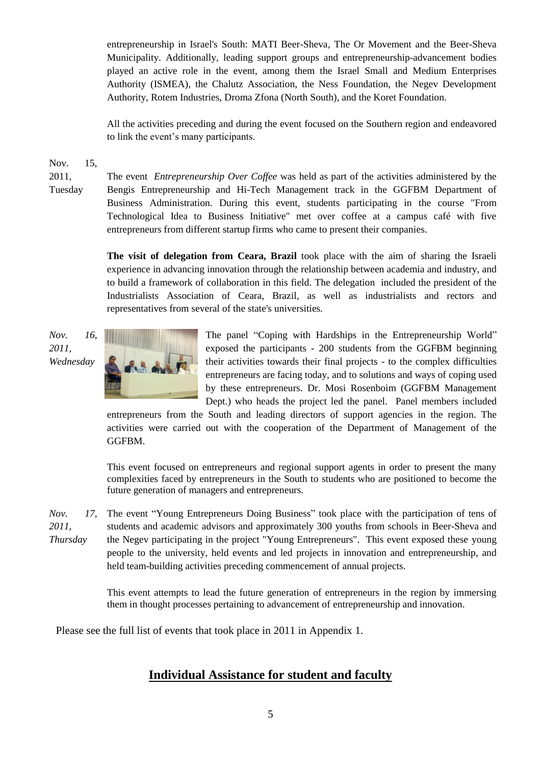entrepreneurship in Israel's South: MATI Beer-Sheva, The Or Movement and the Beer-Sheva Municipality. Additionally, leading support groups and entrepreneurship-advancement bodies played an active role in the event, among them the Israel Small and Medium Enterprises Authority (ISMEA), the Chalutz Association, the Ness Foundation, the Negev Development Authority, Rotem Industries, Droma Zfona (North South), and the Koret Foundation.

All the activities preceding and during the event focused on the Southern region and endeavored to link the event's many participants.

Nov. 15, 2011, Tuesday

The event *Entrepreneurship Over Coffee* was held as part of the activities administered by the Bengis Entrepreneurship and Hi-Tech Management track in the GGFBM Department of Business Administration. During this event, students participating in the course "From Technological Idea to Business Initiative" met over coffee at a campus café with five entrepreneurs from different startup firms who came to present their companies.

**The visit of delegation from Ceara, Brazil** took place with the aim of sharing the Israeli experience in advancing innovation through the relationship between academia and industry, and to build a framework of collaboration in this field. The delegation included the president of the Industrialists Association of Ceara, Brazil, as well as industrialists and rectors and representatives from several of the state's universities.

*Nov. 16, 2011, Wednesday*

The panel "Coping with Hardships in the Entrepreneurship World" exposed the participants - 200 students from the GGFBM beginning their activities towards their final projects - to the complex difficulties entrepreneurs are facing today, and to solutions and ways of coping used by these entrepreneurs. Dr. Mosi Rosenboim (GGFBM Management Dept.) who heads the project led the panel. Panel members included entrepreneurs from the South and leading directors of support agencies in the region. The activities were carried out with the cooperation of the Department of Management of the GGFBM.

This event focused on entrepreneurs and regional support agents in order to present the many complexities faced by entrepreneurs in the South to students who are positioned to become the future generation of managers and entrepreneurs.

*Nov. 17, 2011, Thursday*

The event "Young Entrepreneurs Doing Business" took place with the participation of tens of students and academic advisors and approximately 300 youths from schools in Beer-Sheva and the Negev participating in the project "Young Entrepreneurs". This event exposed these young people to the university, held events and led projects in innovation and entrepreneurship, and held team-building activities preceding commencement of annual projects.

This event attempts to lead the future generation of entrepreneurs in the region by immersing them in thought processes pertaining to advancement of entrepreneurship and innovation.

Please see the full list of events that took place in 2011 in Appendix 1.

## Individual Assistance for student and faculty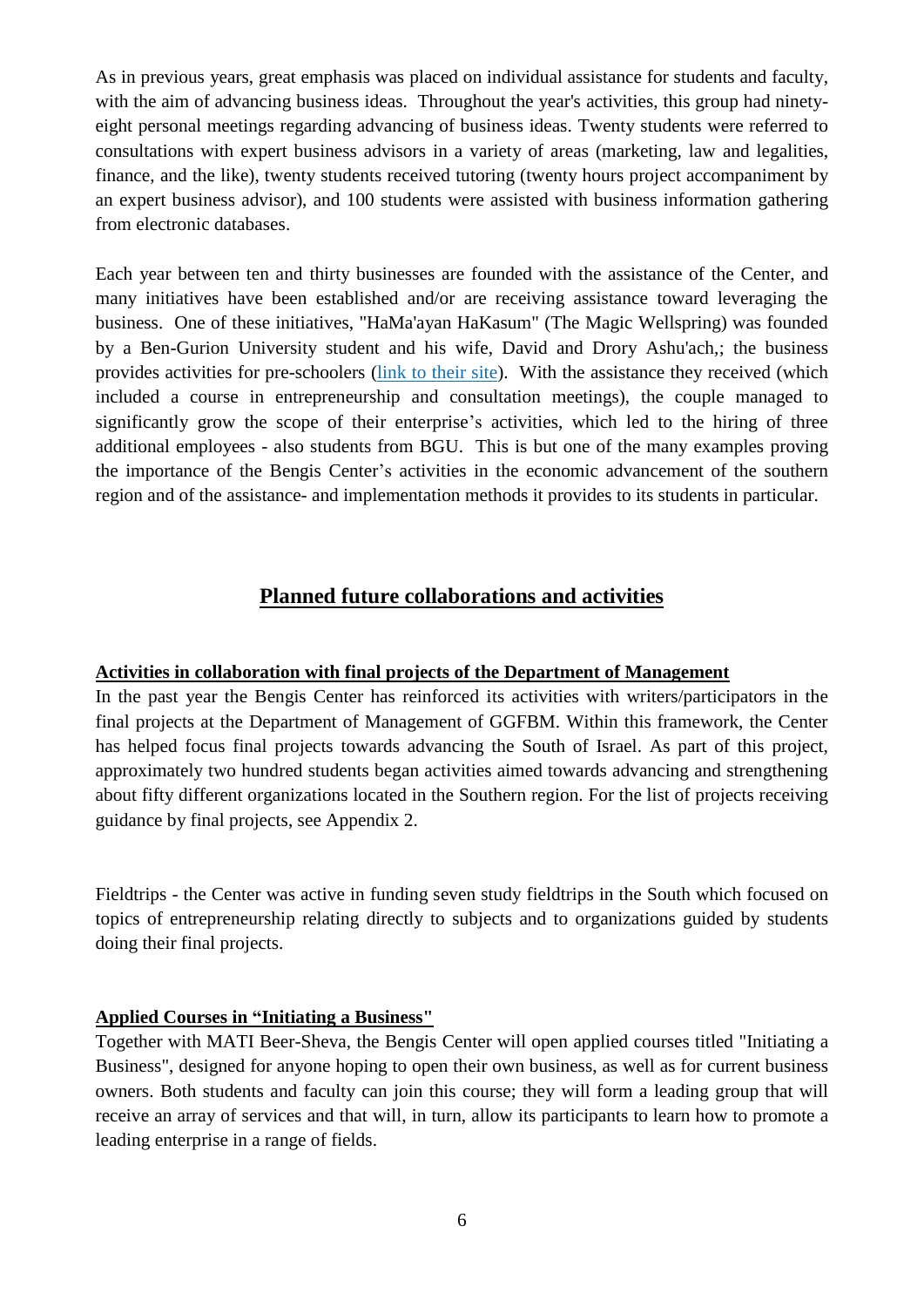As in previous years, great emphasis was placed on individual assistance for students and faculty, with the aim of advancing business ideas. Throughout the year's activities, this group had ninety-eight personal meetings regarding advancing of business ideas. Twenty students were referred to consultations with expert business advisors in a variety of areas (marketing, law and legalities, finance, and the like), twenty students received tutoring (twenty hours project accompaniment by an expert business advisor), and 100 students were assisted with business information gathering from electronic databases.

Each year between ten and thirty businesses are founded with the assistance of the Center, and many initiatives have been established and/or are receiving assistance toward leveraging the business. One of these initiatives, "HaMa'ayan HaKasum" (The Magic Wellspring) was founded by a Ben-Gurion University student and his wife, David and Drory Ashu'ach,; the business provides activities for pre-schoolers (link to their site). With the assistance they received (which included a course in entrepreneurship and consultation meetings), the couple managed to significantly grow the scope of their enterprise's activities, which led to the hiring of three additional employees - also students from BGU. This is but one of the many examples proving the importance of the Bengis Center's activities in the economic advancement of the southern region and of the assistance- and implementation methods it provides to its students in particular.

## Planned future collaborations and activities

**Activities in collaboration with final projects of the Department of Management**

In the past year the Bengis Center has reinforced its activities with writers/participators in the final projects at the Department of Management of GGFBM. Within this framework, the Center has helped focus final projects towards advancing the South of Israel. As part of this project, approximately two hundred students began activities aimed towards advancing and strengthening about fifty different organizations located in the Southern region. For the list of projects receiving guidance by final projects, see Appendix 2.

Fieldtrips - the Center was active in funding seven study fieldtrips in the South which focused on topics of entrepreneurship relating directly to subjects and to organizations guided by students doing their final projects.

**Applied Courses in "Initiating a Business"**

Together with MATI Beer-Sheva, the Bengis Center will open applied courses titled "Initiating a Business", designed for anyone hoping to open their own business, as well as for current business owners. Both students and faculty can join this course; they will form a leading group that will receive an array of services and that will, in turn, allow its participants to learn how to promote a leading enterprise in a range of fields.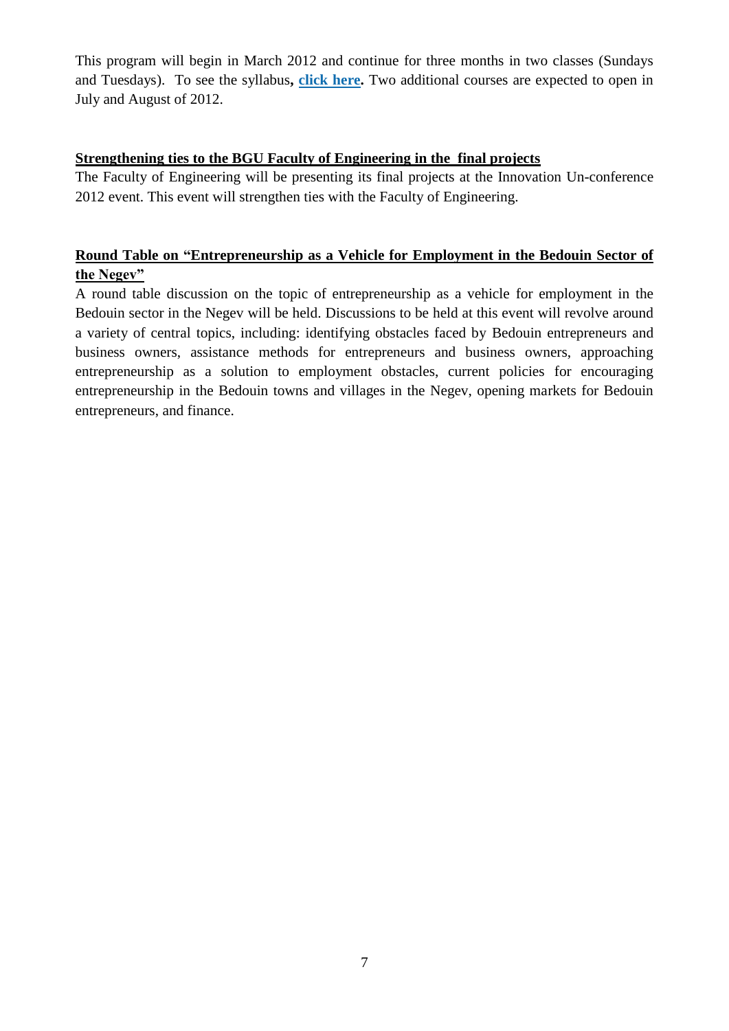This program will begin in March 2012 and continue for three months in two classes (Sundays and Tuesdays). To see the syllabus**, click here.** Two additional courses are expected to open in July and August of 2012.

### Strengthening ties to the BGU Faculty of Engineering in the final projects

The Faculty of Engineering will be presenting its final projects at the Innovation Un-conference 2012 event. This event will strengthen ties with the Faculty of Engineering.

### Round Table on "Entrepreneurship as a Vehicle for Employment in the Bedouin Sector of the Negev"

A round table discussion on the topic of entrepreneurship as a vehicle for employment in the Bedouin sector in the Negev will be held. Discussions to be held at this event will revolve around a variety of central topics, including: identifying obstacles faced by Bedouin entrepreneurs and business owners, assistance methods for entrepreneurs and business owners, approaching entrepreneurship as a solution to employment obstacles, current policies for encouraging entrepreneurship in the Bedouin towns and villages in the Negev, opening markets for Bedouin entrepreneurs, and finance.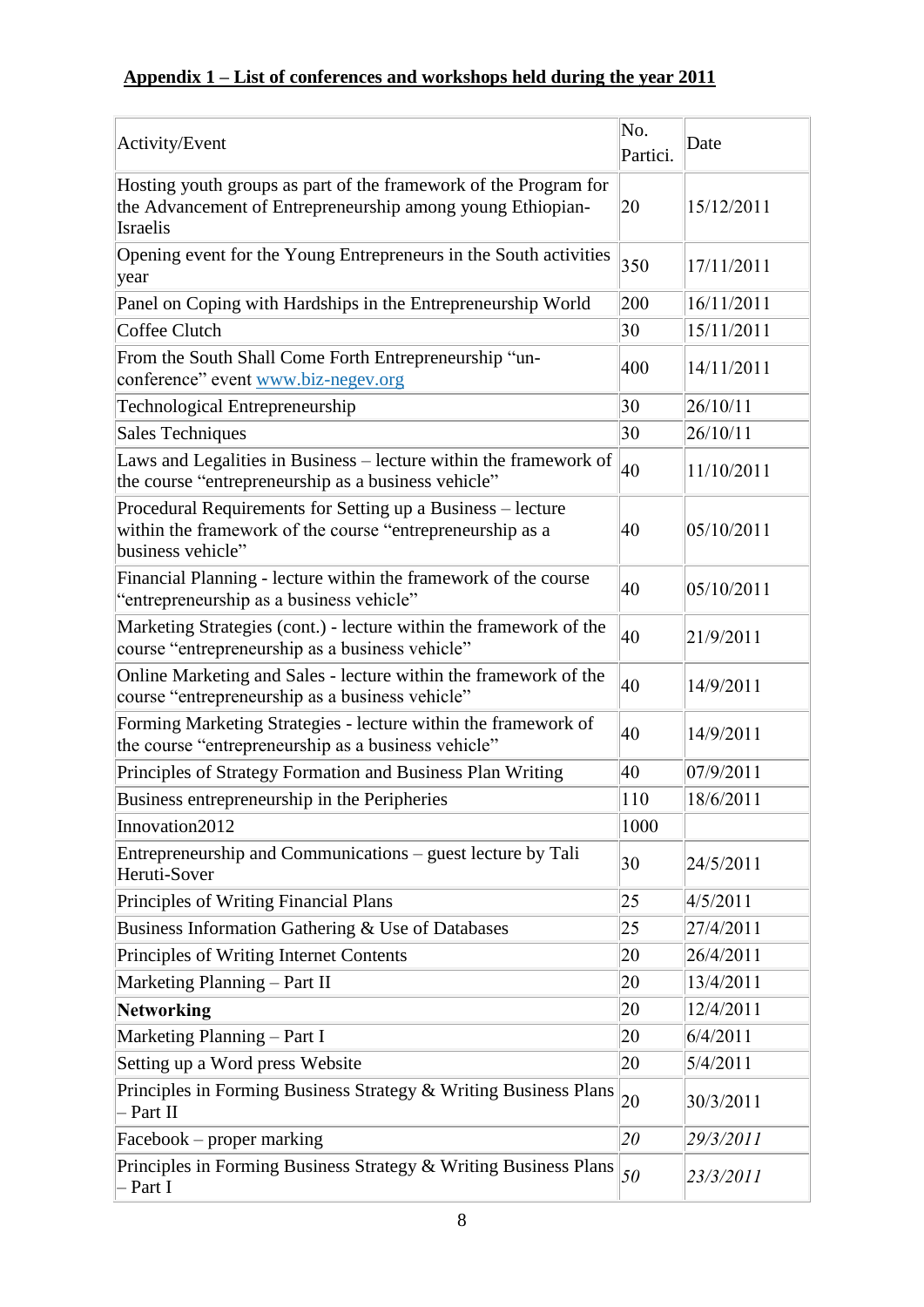**Appendix 1 – List of conferences and workshops held during the year 2011**

| Activity/Event | No. Partici. | Date |
|---|---|---|
| Hosting youth groups as part of the framework of the Program for the Advancement of Entrepreneurship among young Ethiopian-Israelis | 20 | 15/12/2011 |
| Opening event for the Young Entrepreneurs in the South activities year | 350 | 17/11/2011 |
| Panel on Coping with Hardships in the Entrepreneurship World | 200 | 16/11/2011 |
| Coffee Clutch | 30 | 15/11/2011 |
| From the South Shall Come Forth Entrepreneurship "un-conference" event www.biz-negev.org | 400 | 14/11/2011 |
| Technological Entrepreneurship | 30 | 26/10/11 |
| Sales Techniques | 30 | 26/10/11 |
| Laws and Legalities in Business – lecture within the framework of the course "entrepreneurship as a business vehicle" | 40 | 11/10/2011 |
| Procedural Requirements for Setting up a Business – lecture within the framework of the course "entrepreneurship as a business vehicle" | 40 | 05/10/2011 |
| Financial Planning - lecture within the framework of the course "entrepreneurship as a business vehicle" | 40 | 05/10/2011 |
| Marketing Strategies (cont.) - lecture within the framework of the course "entrepreneurship as a business vehicle" | 40 | 21/9/2011 |
| Online Marketing and Sales - lecture within the framework of the course "entrepreneurship as a business vehicle" | 40 | 14/9/2011 |
| Forming Marketing Strategies - lecture within the framework of the course "entrepreneurship as a business vehicle" | 40 | 14/9/2011 |
| Principles of Strategy Formation and Business Plan Writing | 40 | 07/9/2011 |
| Business entrepreneurship in the Peripheries | 110 | 18/6/2011 |
| Innovation2012 | 1000 | |
| Entrepreneurship and Communications – guest lecture by Tali Heruti-Sover | 30 | 24/5/2011 |
| Principles of Writing Financial Plans | 25 | 4/5/2011 |
| Business Information Gathering & Use of Databases | 25 | 27/4/2011 |
| Principles of Writing Internet Contents | 20 | 26/4/2011 |
| Marketing Planning – Part II | 20 | 13/4/2011 |
| **Networking** | 20 | 12/4/2011 |
| Marketing Planning – Part I | 20 | 6/4/2011 |
| Setting up a Word press Website | 20 | 5/4/2011 |
| Principles in Forming Business Strategy & Writing Business Plans – Part II | 20 | 30/3/2011 |
| Facebook – proper marking | *20* | *29/3/2011* |
| Principles in Forming Business Strategy & Writing Business Plans – Part I | *50* | *23/3/2011* |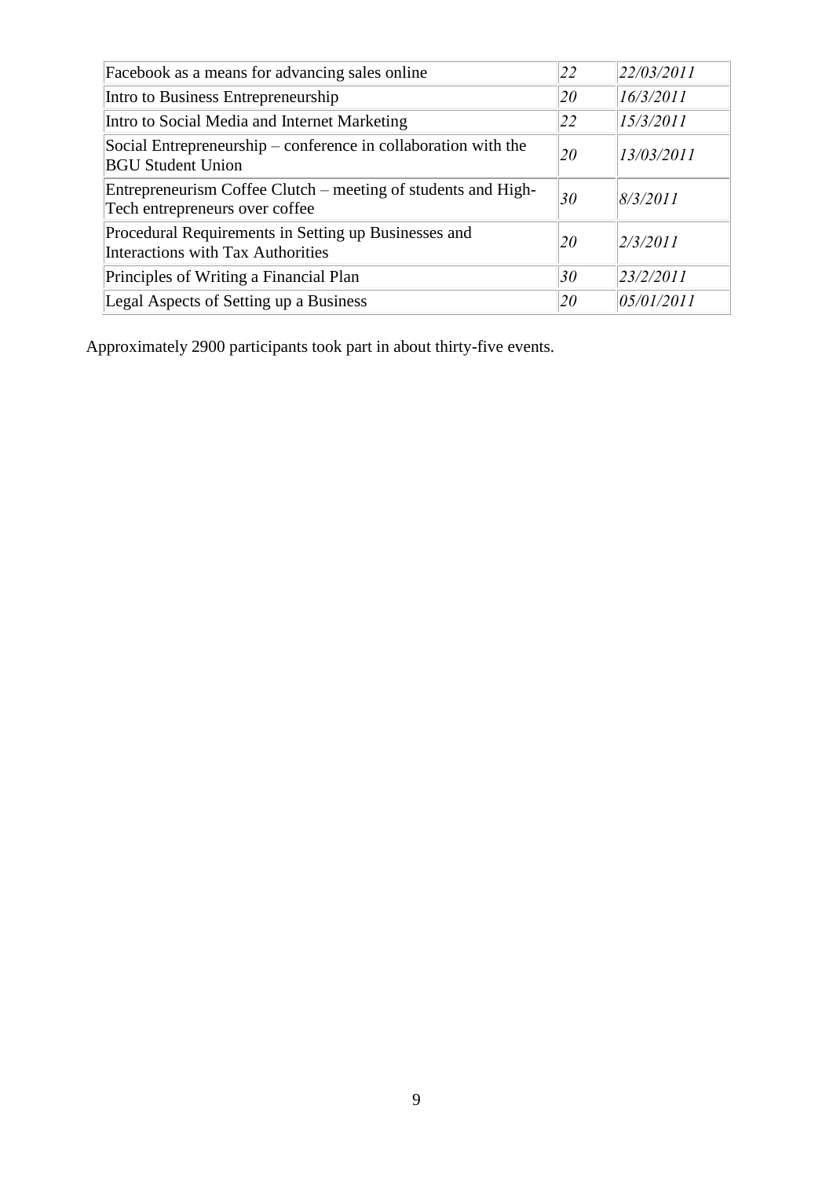| Facebook as a means for advancing sales online | *22* | *22/03/2011* |
|---|---|---|
| Intro to Business Entrepreneurship | *20* | *16/3/2011* |
| Intro to Social Media and Internet Marketing | *22* | *15/3/2011* |
| Social Entrepreneurship – conference in collaboration with the BGU Student Union | *20* | *13/03/2011* |
| Entrepreneurism Coffee Clutch – meeting of students and High-Tech entrepreneurs over coffee | *30* | *8/3/2011* |
| Procedural Requirements in Setting up Businesses and Interactions with Tax Authorities | *20* | *2/3/2011* |
| Principles of Writing a Financial Plan | *30* | *23/2/2011* |
| Legal Aspects of Setting up a Business | *20* | *05/01/2011* |

Approximately 2900 participants took part in about thirty-five events.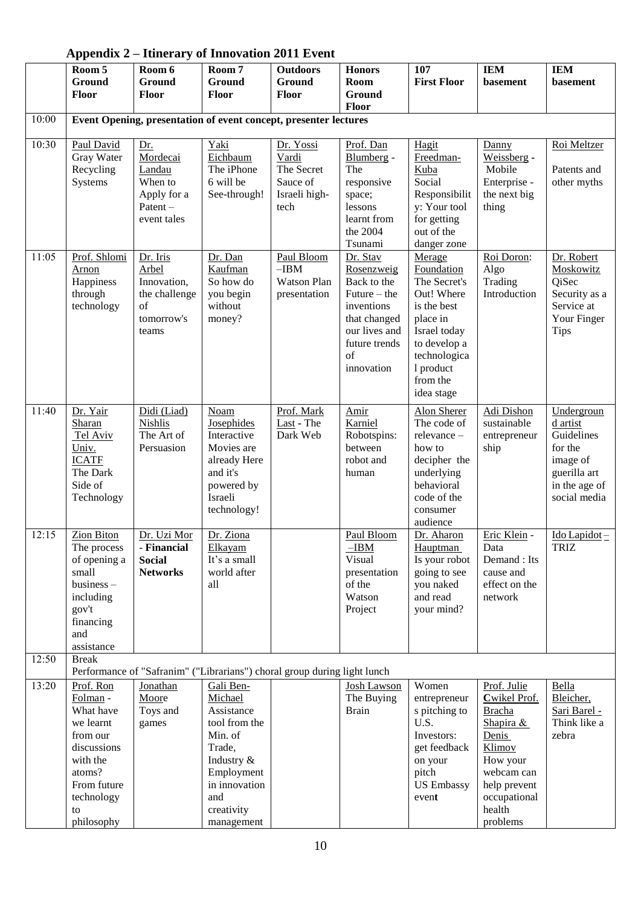## Appendix 2 – Itinerary of Innovation 2011 Event

| | Room 5 Ground Floor | Room 6 Ground Floor | Room 7 Ground Floor | Outdoors Ground Floor | Honors Room Ground Floor | 107 First Floor | IEM basement | IEM basement |
|---|---|---|---|---|---|---|---|---|
| 10:00 | Event Opening, presentation of event concept, presenter lectures | | | | | | | |
| 10:30 | Paul David Gray Water Recycling Systems | Dr. Mordecai Landau When to Apply for a Patent – event tales | Yaki Eichbaum The iPhone 6 will be See-through! | Dr. Yossi Vardi The Secret Sauce of Israeli high-tech | Prof. Dan Blumberg - The responsive space; lessons learnt from the 2004 Tsunami | Hagit Freedman-Kuba Social Responsibility: Your tool for getting out of the danger zone | Danny Weissberg - Mobile Enterprise - the next big thing | Roi Meltzer Patents and other myths |
| 11:05 | Prof. Shlomi Arnon Happiness through technology | Dr. Iris Arbel Innovation, the challenge of tomorrow's teams | Dr. Dan Kaufman So how do you begin without money? | Paul Bloom –IBM Watson Plan presentation | Dr. Stav Rosenzweig Back to the Future – the inventions that changed our lives and future trends of innovation | Merage Foundation The Secret's Out! Where is the best place in Israel today to develop a technological product from the idea stage | Roi Doron: Algo Trading Introduction | Dr. Robert Moskowitz QiSec Security as a Service at Your Finger Tips |
| 11:40 | Dr. Yair Sharan Tel Aviv Univ. ICATF The Dark Side of Technology | Didi (Liad) Nishlis The Art of Persuasion | Noam Josephides Interactive Movies are already Here and it's powered by Israeli technology! | Prof. Mark Last - The Dark Web | Amir Karniel Robotspins: between robot and human | Alon Sherer The code of relevance – how to decipher the underlying behavioral code of the consumer audience | Adi Dishon sustainable entrepreneurship | Underground artist Guidelines for the image of guerilla art in the age of social media |
| 12:15 | Zion Biton The process of opening a small business – including gov't financing and assistance | Dr. Uzi Mor - **Financial Social Networks** | Dr. Ziona Elkayam It's a small world after all | | Paul Bloom –IBM Visual presentation of the Watson Project | Dr. Aharon Hauptman Is your robot going to see you naked and read your mind? | Eric Klein - Data Demand : Its cause and effect on the network | Ido Lapidot – TRIZ |
| 12:50 | Break<br>Performance of "Safranim" ("Librarians") choral group during light lunch | | | | | | | |
| 13:20 | Prof. Ron Folman - What have we learnt from our discussions with the atoms? From future technology to philosophy | Jonathan Moore Toys and games | Gali Ben-Michael Assistance tool from the Min. of Trade, Industry & Employment in innovation and creativity management | | Josh Lawson The Buying Brain | Women entrepreneurs pitching to U.S. Investors: get feedback on your pitch US Embassy event | Prof. Julie Cwikel Prof. Bracha Shapira & Denis Klimov How your webcam can help prevent occupational health problems | Bella Bleicher, Sari Barel - Think like a zebra |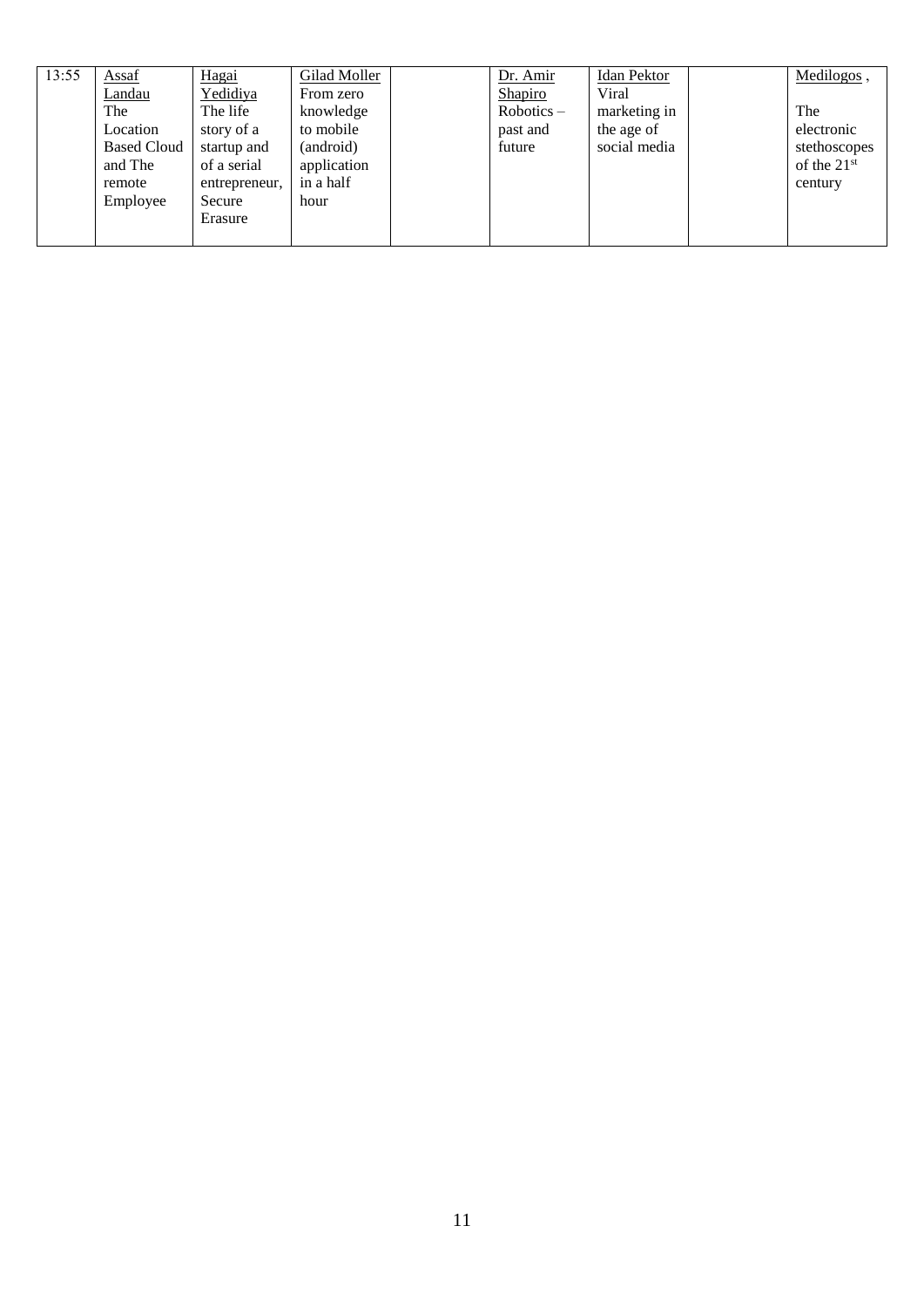| 13:55 | Assaf Landau The Location Based Cloud and The remote Employee | Hagai Yedidiya The life story of a startup and of a serial entrepreneur, Secure Erasure | Gilad Moller From zero knowledge to mobile (android) application in a half hour | | Dr. Amir Shapiro Robotics – past and future | Idan Pektor Viral marketing in the age of social media | | Medilogos , The electronic stethoscopes of the 21st century |
|---|---|---|---|---|---|---|---|---|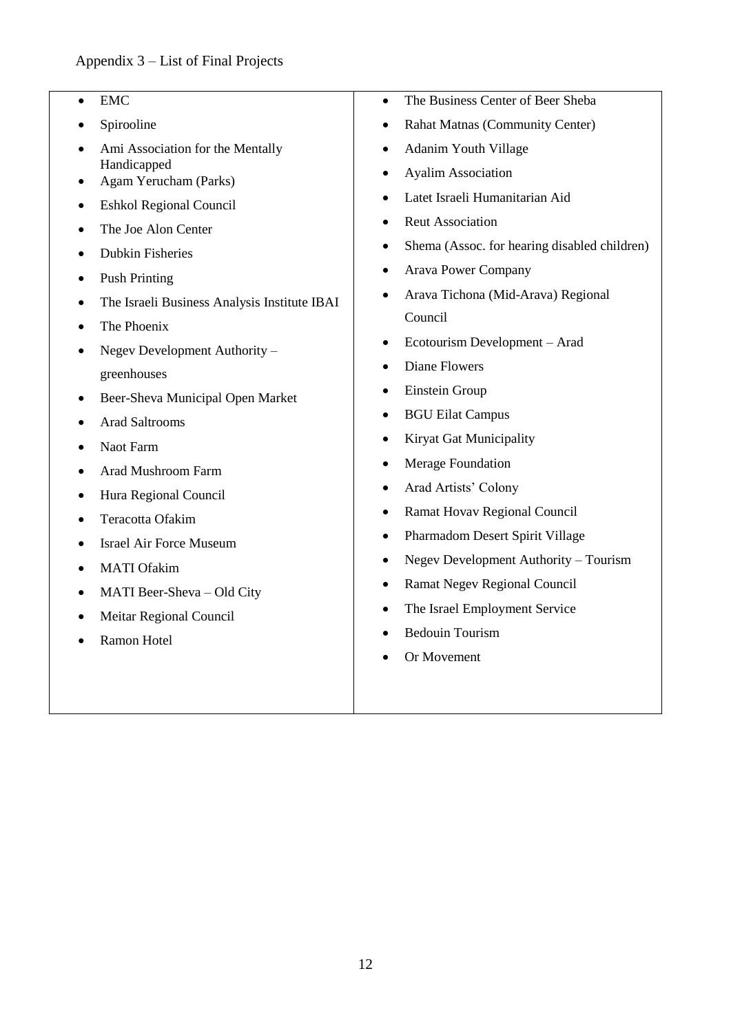Appendix 3 – List of Final Projects

- EMC
- Spirooline
- Ami Association for the Mentally Handicapped
- Agam Yerucham (Parks)
- Eshkol Regional Council
- The Joe Alon Center
- Dubkin Fisheries
- Push Printing
- The Israeli Business Analysis Institute IBAI
- The Phoenix
- Negev Development Authority – greenhouses
- Beer-Sheva Municipal Open Market
- Arad Saltrooms
- Naot Farm
- Arad Mushroom Farm
- Hura Regional Council
- Teracotta Ofakim
- Israel Air Force Museum
- MATI Ofakim
- MATI Beer-Sheva – Old City
- Meitar Regional Council
- Ramon Hotel
- The Business Center of Beer Sheba
- Rahat Matnas (Community Center)
- Adanim Youth Village
- Ayalim Association
- Latet Israeli Humanitarian Aid
- Reut Association
- Shema (Assoc. for hearing disabled children)
- Arava Power Company
- Arava Tichona (Mid-Arava) Regional Council
- Ecotourism Development – Arad
- Diane Flowers
- Einstein Group
- BGU Eilat Campus
- Kiryat Gat Municipality
- Merage Foundation
- Arad Artists' Colony
- Ramat Hovav Regional Council
- Pharmadom Desert Spirit Village
- Negev Development Authority – Tourism
- Ramat Negev Regional Council
- The Israel Employment Service
- Bedouin Tourism
- Or Movement